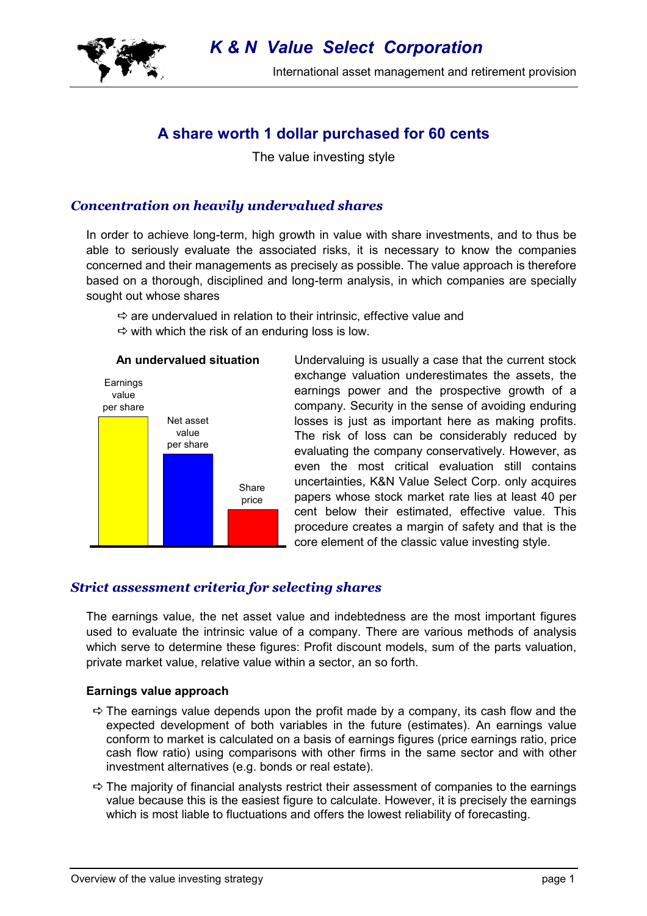K & N Value Select Corporation

International asset management and retirement provision

# A share worth 1 dollar purchased for 60 cents

The value investing style

## *Concentration on heavily undervalued shares*

In order to achieve long-term, high growth in value with share investments, and to thus be able to seriously evaluate the associated risks, it is necessary to know the companies concerned and their managements as precisely as possible. The value approach is therefore based on a thorough, disciplined and long-term analysis, in which companies are specially sought out whose shares

- ⇨ are undervalued in relation to their intrinsic, effective value and
- ⇨ with which the risk of an enduring loss is low.

**An undervalued situation**

Earnings value per share

Net asset value per share

Share price

Undervaluing is usually a case that the current stock exchange valuation underestimates the assets, the earnings power and the prospective growth of a company. Security in the sense of avoiding enduring losses is just as important here as making profits. The risk of loss can be considerably reduced by evaluating the company conservatively. However, as even the most critical evaluation still contains uncertainties, K&N Value Select Corp. only acquires papers whose stock market rate lies at least 40 per cent below their estimated, effective value. This procedure creates a margin of safety and that is the core element of the classic value investing style.

## *Strict assessment criteria for selecting shares*

The earnings value, the net asset value and indebtedness are the most important figures used to evaluate the intrinsic value of a company. There are various methods of analysis which serve to determine these figures: Profit discount models, sum of the parts valuation, private market value, relative value within a sector, an so forth.

**Earnings value approach**

- ⇨ The earnings value depends upon the profit made by a company, its cash flow and the expected development of both variables in the future (estimates). An earnings value conform to market is calculated on a basis of earnings figures (price earnings ratio, price cash flow ratio) using comparisons with other firms in the same sector and with other investment alternatives (e.g. bonds or real estate).
- ⇨ The majority of financial analysts restrict their assessment of companies to the earnings value because this is the easiest figure to calculate. However, it is precisely the earnings which is most liable to fluctuations and offers the lowest reliability of forecasting.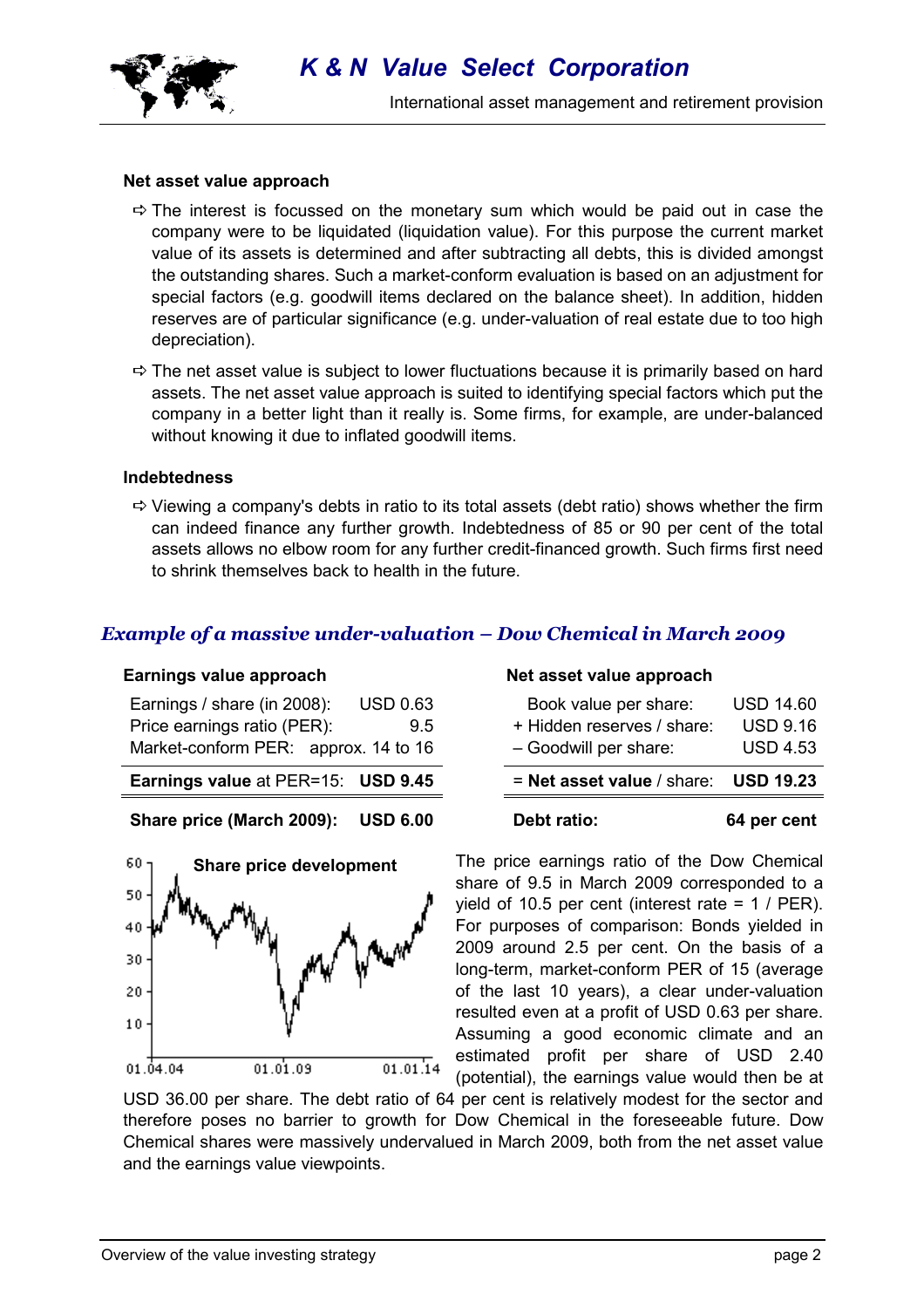### Net asset value approach

- ⇨ The interest is focussed on the monetary sum which would be paid out in case the company were to be liquidated (liquidation value). For this purpose the current market value of its assets is determined and after subtracting all debts, this is divided amongst the outstanding shares. Such a market-conform evaluation is based on an adjustment for special factors (e.g. goodwill items declared on the balance sheet). In addition, hidden reserves are of particular significance (e.g. under-valuation of real estate due to too high depreciation).
- ⇨ The net asset value is subject to lower fluctuations because it is primarily based on hard assets. The net asset value approach is suited to identifying special factors which put the company in a better light than it really is. Some firms, for example, are under-balanced without knowing it due to inflated goodwill items.

### Indebtedness

- ⇨ Viewing a company's debts in ratio to its total assets (debt ratio) shows whether the firm can indeed finance any further growth. Indebtedness of 85 or 90 per cent of the total assets allows no elbow room for any further credit-financed growth. Such firms first need to shrink themselves back to health in the future.

## *Example of a massive under-valuation – Dow Chemical in March 2009*

**Earnings value approach**

| | |
|---|---|
| Earnings / share (in 2008): | USD 0.63 |
| Price earnings ratio (PER): | 9.5 |
| Market-conform PER: | approx. 14 to 16 |
| **Earnings value** at PER=15: | **USD 9.45** |
| **Share price (March 2009):** | **USD 6.00** |

**Net asset value approach**

| | |
|---|---|
| Book value per share: | USD 14.60 |
| + Hidden reserves / share: | USD 9.16 |
| – Goodwill per share: | USD 4.53 |
| = **Net asset value** / share: | **USD 19.23** |
| **Debt ratio:** | **64 per cent** |

Share price development

60
50
40
30
20
10
01.04.04
01.01.09
01.01.14

The price earnings ratio of the Dow Chemical share of 9.5 in March 2009 corresponded to a yield of 10.5 per cent (interest rate = 1 / PER). For purposes of comparison: Bonds yielded in 2009 around 2.5 per cent. On the basis of a long-term, market-conform PER of 15 (average of the last 10 years), a clear under-valuation resulted even at a profit of USD 0.63 per share. Assuming a good economic climate and an estimated profit per share of USD 2.40 (potential), the earnings value would then be at USD 36.00 per share. The debt ratio of 64 per cent is relatively modest for the sector and therefore poses no barrier to growth for Dow Chemical in the foreseeable future. Dow Chemical shares were massively undervalued in March 2009, both from the net asset value and the earnings value viewpoints.